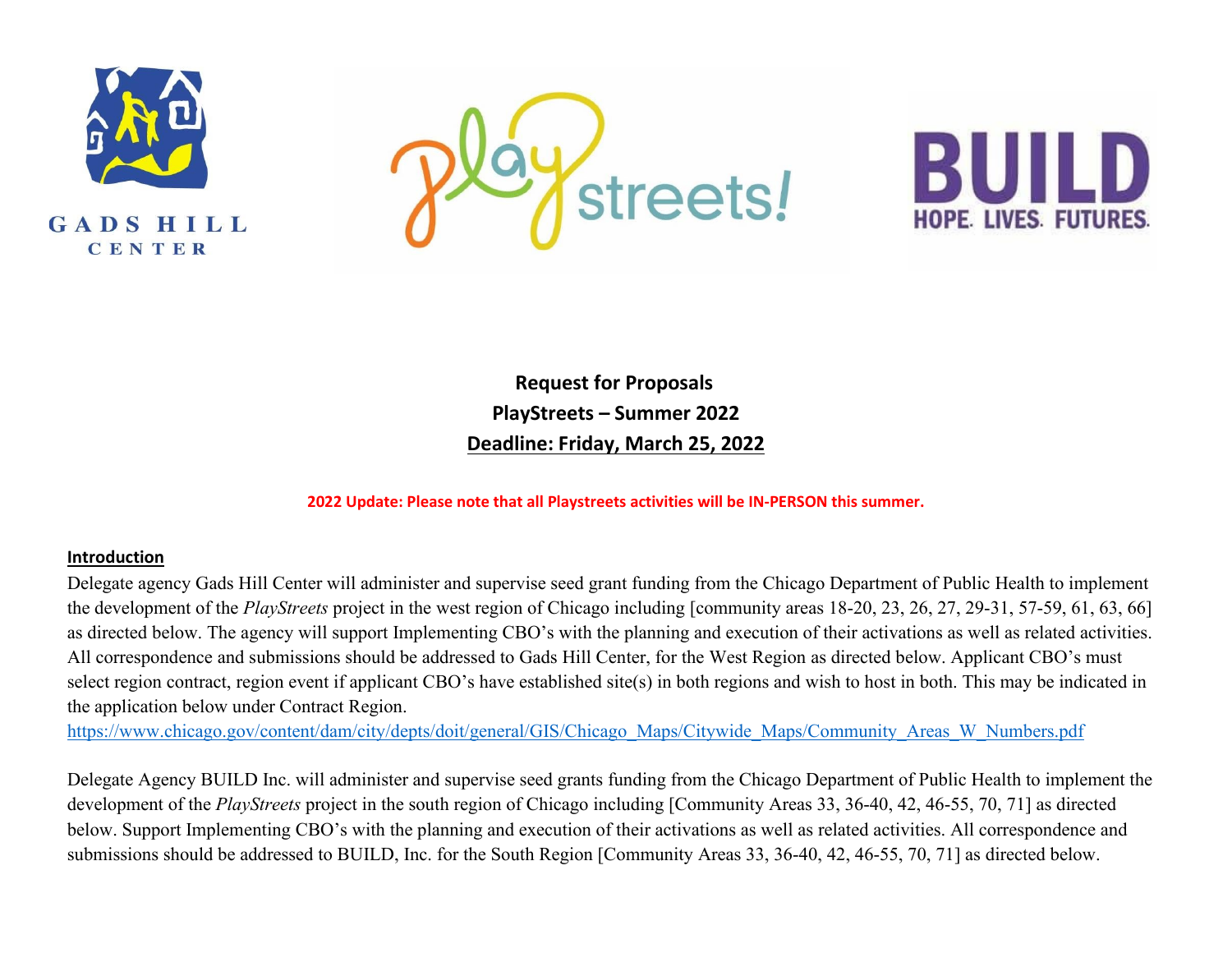**Request for Proposals**

**PlayStreets – Summer 2022**

**Deadline: Friday, March 25, 2022**

**2022 Update: Please note that all Playstreets activities will be IN-PERSON this summer.**

## Introduction

Delegate agency Gads Hill Center will administer and supervise seed grant funding from the Chicago Department of Public Health to implement the development of the *PlayStreets* project in the west region of Chicago including [community areas 18-20, 23, 26, 27, 29-31, 57-59, 61, 63, 66] as directed below. The agency will support Implementing CBO's with the planning and execution of their activations as well as related activities. All correspondence and submissions should be addressed to Gads Hill Center, for the West Region as directed below. Applicant CBO's must select region contract, region event if applicant CBO's have established site(s) in both regions and wish to host in both. This may be indicated in the application below under Contract Region.
https://www.chicago.gov/content/dam/city/depts/doit/general/GIS/Chicago_Maps/Citywide_Maps/Community_Areas_W_Numbers.pdf

Delegate Agency BUILD Inc. will administer and supervise seed grants funding from the Chicago Department of Public Health to implement the development of the *PlayStreets* project in the south region of Chicago including [Community Areas 33, 36-40, 42, 46-55, 70, 71] as directed below. Support Implementing CBO's with the planning and execution of their activations as well as related activities. All correspondence and submissions should be addressed to BUILD, Inc. for the South Region [Community Areas 33, 36-40, 42, 46-55, 70, 71] as directed below.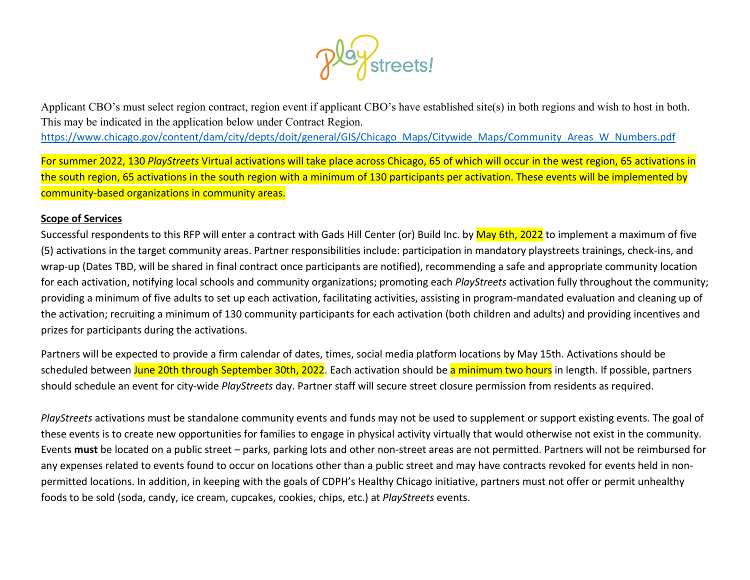Applicant CBO's must select region contract, region event if applicant CBO's have established site(s) in both regions and wish to host in both. This may be indicated in the application below under Contract Region.

https://www.chicago.gov/content/dam/city/depts/doit/general/GIS/Chicago_Maps/Citywide_Maps/Community_Areas_W_Numbers.pdf

For summer 2022, 130 *PlayStreets* Virtual activations will take place across Chicago, 65 of which will occur in the west region, 65 activations in the south region, 65 activations in the south region with a minimum of 130 participants per activation. These events will be implemented by community-based organizations in community areas.

**Scope of Services**

Successful respondents to this RFP will enter a contract with Gads Hill Center (or) Build Inc. by May 6th, 2022 to implement a maximum of five (5) activations in the target community areas. Partner responsibilities include: participation in mandatory playstreets trainings, check-ins, and wrap-up (Dates TBD, will be shared in final contract once participants are notified), recommending a safe and appropriate community location for each activation, notifying local schools and community organizations; promoting each *PlayStreets* activation fully throughout the community; providing a minimum of five adults to set up each activation, facilitating activities, assisting in program-mandated evaluation and cleaning up of the activation; recruiting a minimum of 130 community participants for each activation (both children and adults) and providing incentives and prizes for participants during the activations.

Partners will be expected to provide a firm calendar of dates, times, social media platform locations by May 15th. Activations should be scheduled between June 20th through September 30th, 2022. Each activation should be a minimum two hours in length. If possible, partners should schedule an event for city-wide *PlayStreets* day. Partner staff will secure street closure permission from residents as required.

*PlayStreets* activations must be standalone community events and funds may not be used to supplement or support existing events. The goal of these events is to create new opportunities for families to engage in physical activity virtually that would otherwise not exist in the community. Events **must** be located on a public street – parks, parking lots and other non-street areas are not permitted. Partners will not be reimbursed for any expenses related to events found to occur on locations other than a public street and may have contracts revoked for events held in non-permitted locations. In addition, in keeping with the goals of CDPH's Healthy Chicago initiative, partners must not offer or permit unhealthy foods to be sold (soda, candy, ice cream, cupcakes, cookies, chips, etc.) at *PlayStreets* events.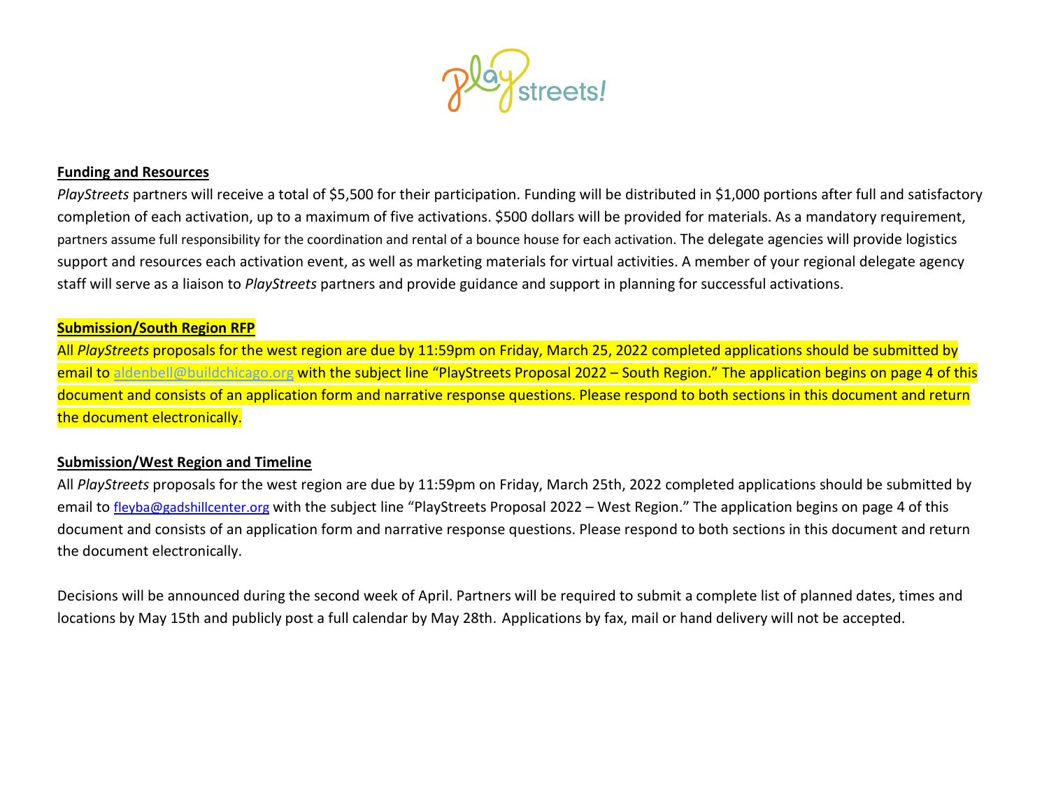## Funding and Resources

*PlayStreets* partners will receive a total of $5,500 for their participation. Funding will be distributed in $1,000 portions after full and satisfactory completion of each activation, up to a maximum of five activations. $500 dollars will be provided for materials. As a mandatory requirement, partners assume full responsibility for the coordination and rental of a bounce house for each activation. The delegate agencies will provide logistics support and resources each activation event, as well as marketing materials for virtual activities. A member of your regional delegate agency staff will serve as a liaison to *PlayStreets* partners and provide guidance and support in planning for successful activations.

## Submission/South Region RFP

All *PlayStreets* proposals for the west region are due by 11:59pm on Friday, March 25, 2022 completed applications should be submitted by email to aldenbell@buildchicago.org with the subject line "PlayStreets Proposal 2022 – South Region." The application begins on page 4 of this document and consists of an application form and narrative response questions. Please respond to both sections in this document and return the document electronically.

## Submission/West Region and Timeline

All *PlayStreets* proposals for the west region are due by 11:59pm on Friday, March 25th, 2022 completed applications should be submitted by email to fleyba@gadshillcenter.org with the subject line "PlayStreets Proposal 2022 – West Region." The application begins on page 4 of this document and consists of an application form and narrative response questions. Please respond to both sections in this document and return the document electronically.

Decisions will be announced during the second week of April. Partners will be required to submit a complete list of planned dates, times and locations by May 15th and publicly post a full calendar by May 28th. Applications by fax, mail or hand delivery will not be accepted.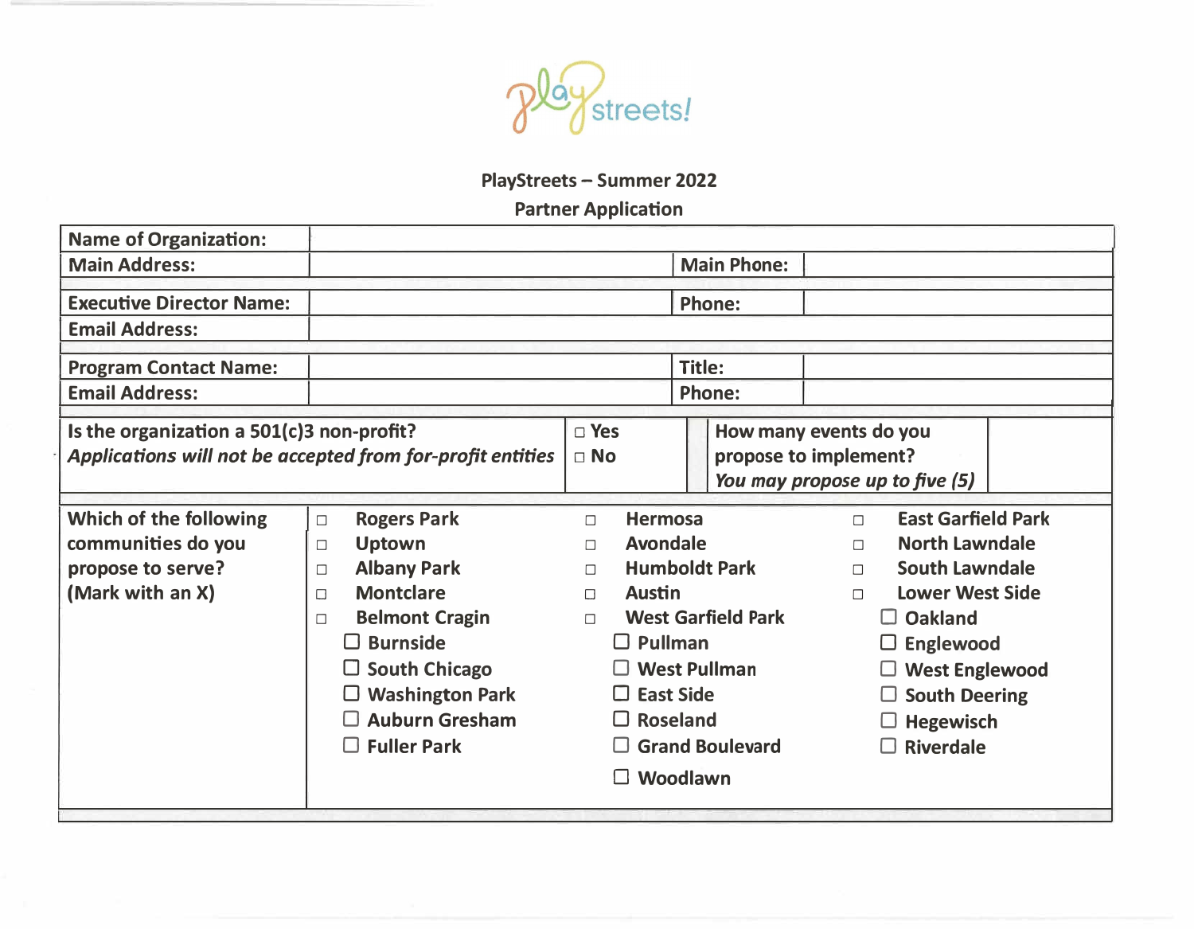play streets!

## PlayStreets – Summer 2022
## Partner Application

| | | | |
|---|---|---|---|
| **Name of Organization:** | | | |
| **Main Address:** | | **Main Phone:** | |
| **Executive Director Name:** | | **Phone:** | |
| **Email Address:** | | | |
| **Program Contact Name:** | | **Title:** | |
| **Email Address:** | | **Phone:** | |

| | | | |
|---|---|---|---|
| **Is the organization a 501(c)3 non-profit?** *Applications will not be accepted from for-profit entities* | ☐ Yes ☐ No | **How many events do you propose to implement?** *You may propose up to five (5)* | |

**Which of the following communities do you propose to serve? (Mark with an X)**

| | | |
|---|---|---|
| ☐ Rogers Park | ☐ Hermosa | ☐ East Garfield Park |
| ☐ Uptown | ☐ Avondale | ☐ North Lawndale |
| ☐ Albany Park | ☐ Humboldt Park | ☐ South Lawndale |
| ☐ Montclare | ☐ Austin | ☐ Lower West Side |
| ☐ Belmont Cragin | ☐ West Garfield Park | ☐ Oakland |
| ☐ Burnside | ☐ Pullman | ☐ Englewood |
| ☐ South Chicago | ☐ West Pullman | ☐ West Englewood |
| ☐ Washington Park | ☐ East Side | ☐ South Deering |
| ☐ Auburn Gresham | ☐ Roseland | ☐ Hegewisch |
| ☐ Fuller Park | ☐ Grand Boulevard | ☐ Riverdale |
| | ☐ Woodlawn | |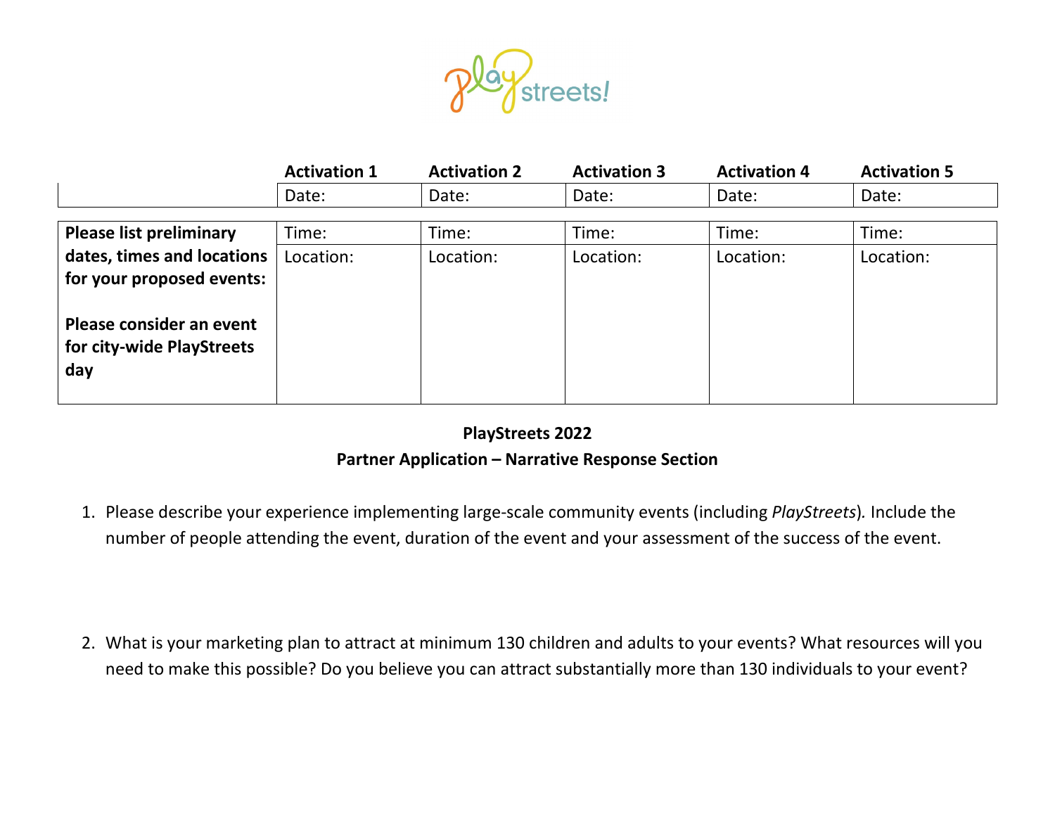| | Activation 1 | Activation 2 | Activation 3 | Activation 4 | Activation 5 |
|---|---|---|---|---|---|
| | Date: | Date: | Date: | Date: | Date: |
| **Please list preliminary dates, times and locations for your proposed events:** **Please consider an event for city-wide PlayStreets day** | Time: | Time: | Time: | Time: | Time: |
| | Location: | Location: | Location: | Location: | Location: |

**PlayStreets 2022**

**Partner Application – Narrative Response Section**

1. Please describe your experience implementing large-scale community events (including *PlayStreets*). Include the number of people attending the event, duration of the event and your assessment of the success of the event.

2. What is your marketing plan to attract at minimum 130 children and adults to your events? What resources will you need to make this possible? Do you believe you can attract substantially more than 130 individuals to your event?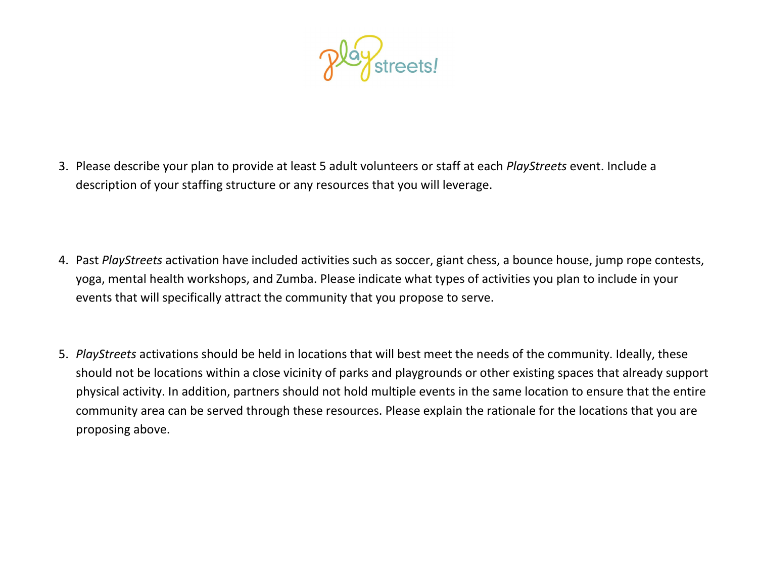3. Please describe your plan to provide at least 5 adult volunteers or staff at each *PlayStreets* event. Include a description of your staffing structure or any resources that you will leverage.

4. Past *PlayStreets* activation have included activities such as soccer, giant chess, a bounce house, jump rope contests, yoga, mental health workshops, and Zumba. Please indicate what types of activities you plan to include in your events that will specifically attract the community that you propose to serve.

5. *PlayStreets* activations should be held in locations that will best meet the needs of the community. Ideally, these should not be locations within a close vicinity of parks and playgrounds or other existing spaces that already support physical activity. In addition, partners should not hold multiple events in the same location to ensure that the entire community area can be served through these resources. Please explain the rationale for the locations that you are proposing above.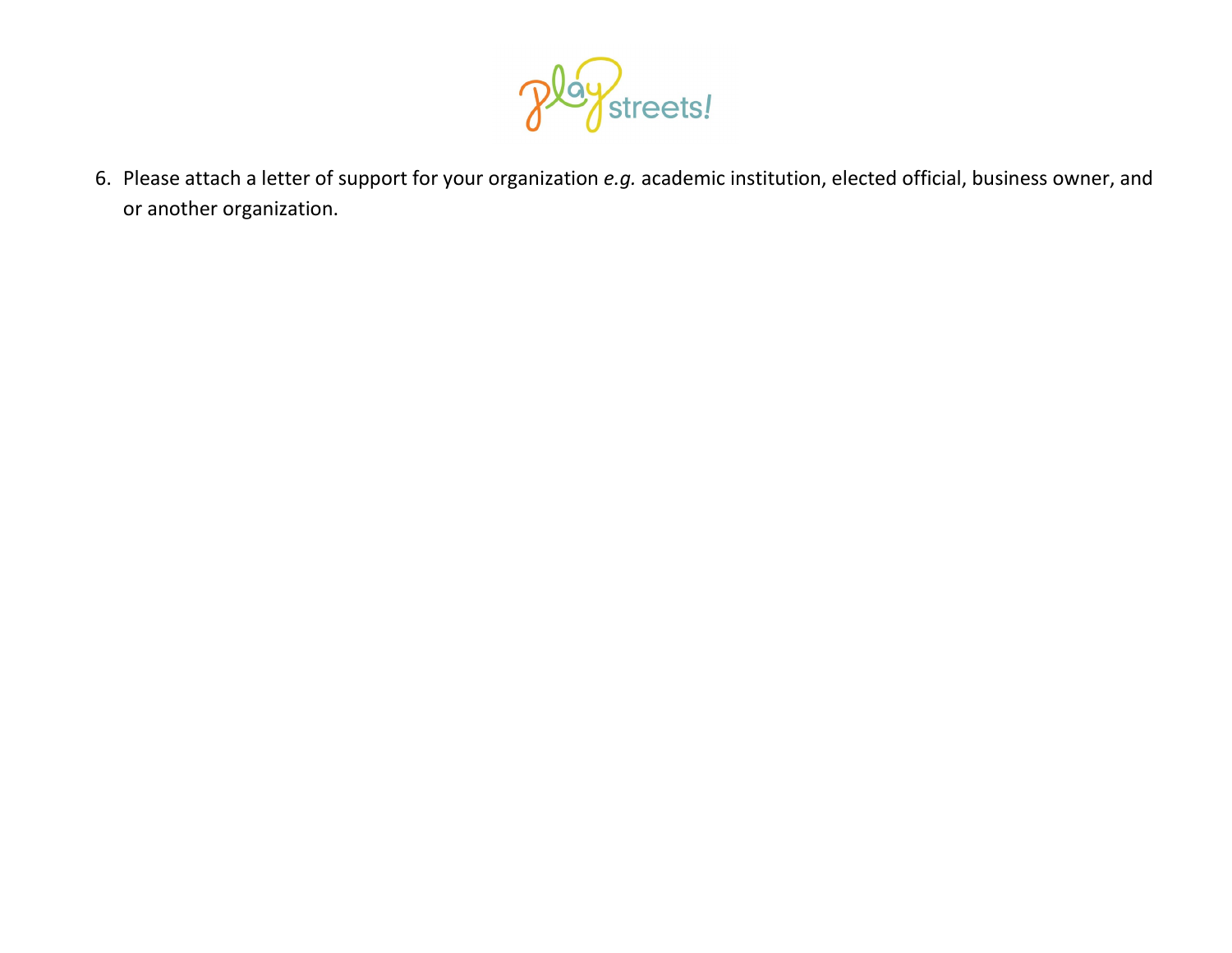6. Please attach a letter of support for your organization *e.g.* academic institution, elected official, business owner, and or another organization.